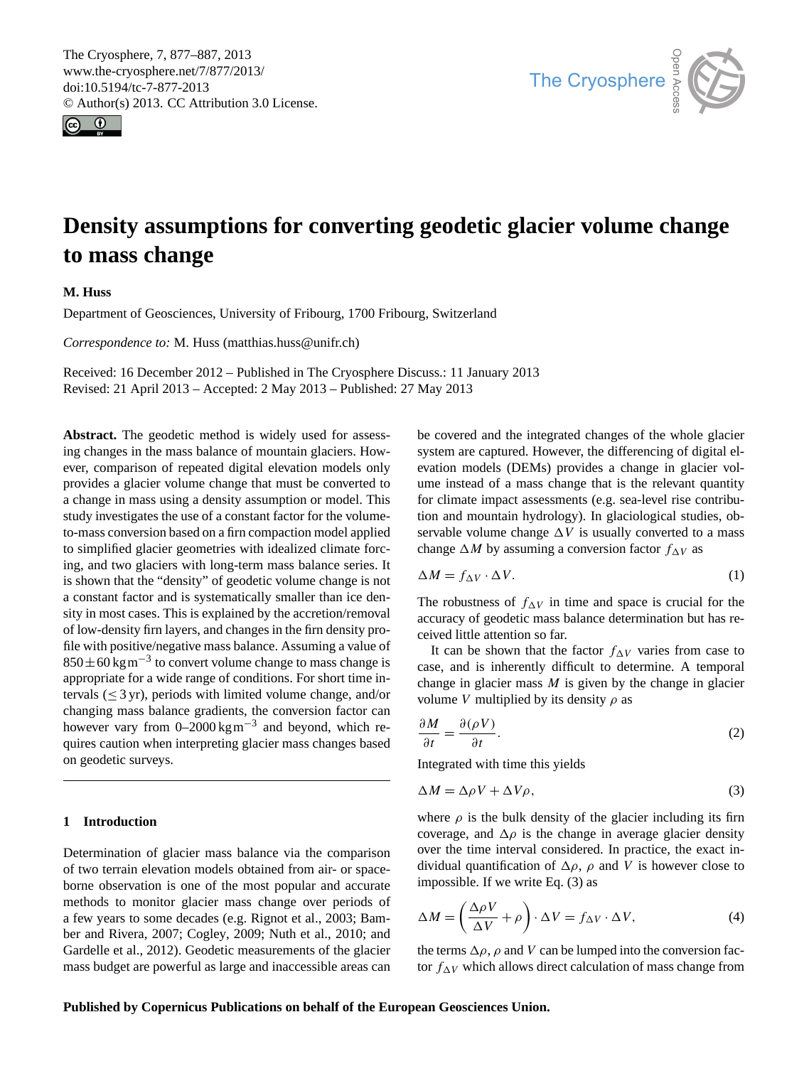# Density assumptions for converting geodetic glacier volume change to mass change

**M. Huss**

Department of Geosciences, University of Fribourg, 1700 Fribourg, Switzerland

*Correspondence to:* M. Huss (matthias.huss@unifr.ch)

Received: 16 December 2012 – Published in The Cryosphere Discuss.: 11 January 2013
Revised: 21 April 2013 – Accepted: 2 May 2013 – Published: 27 May 2013

**Abstract.** The geodetic method is widely used for assessing changes in the mass balance of mountain glaciers. However, comparison of repeated digital elevation models only provides a glacier volume change that must be converted to a change in mass using a density assumption or model. This study investigates the use of a constant factor for the volume-to-mass conversion based on a firn compaction model applied to simplified glacier geometries with idealized climate forcing, and two glaciers with long-term mass balance series. It is shown that the "density" of geodetic volume change is not a constant factor and is systematically smaller than ice density in most cases. This is explained by the accretion/removal of low-density firn layers, and changes in the firn density profile with positive/negative mass balance. Assuming a value of $850 \pm 60\,\mathrm{kg\,m^{-3}}$ to convert volume change to mass change is appropriate for a wide range of conditions. For short time intervals ($\leq 3\,\mathrm{yr}$), periods with limited volume change, and/or changing mass balance gradients, the conversion factor can however vary from $0$–$2000\,\mathrm{kg\,m^{-3}}$ and beyond, which requires caution when interpreting glacier mass changes based on geodetic surveys.

## 1 Introduction

Determination of glacier mass balance via the comparison of two terrain elevation models obtained from air- or space-borne observation is one of the most popular and accurate methods to monitor glacier mass change over periods of a few years to some decades (e.g. Rignot et al., 2003; Bamber and Rivera, 2007; Cogley, 2009; Nuth et al., 2010; and Gardelle et al., 2012). Geodetic measurements of the glacier mass budget are powerful as large and inaccessible areas can be covered and the integrated changes of the whole glacier system are captured. However, the differencing of digital elevation models (DEMs) provides a change in glacier volume instead of a mass change that is the relevant quantity for climate impact assessments (e.g. sea-level rise contribution and mountain hydrology). In glaciological studies, observable volume change $\Delta V$ is usually converted to a mass change $\Delta M$ by assuming a conversion factor $f_{\Delta V}$ as

$$\Delta M = f_{\Delta V} \cdot \Delta V. \tag{1}$$

The robustness of $f_{\Delta V}$ in time and space is crucial for the accuracy of geodetic mass balance determination but has received little attention so far.

It can be shown that the factor $f_{\Delta V}$ varies from case to case, and is inherently difficult to determine. A temporal change in glacier mass $M$ is given by the change in glacier volume $V$ multiplied by its density $\rho$ as

$$\frac{\partial M}{\partial t} = \frac{\partial(\rho V)}{\partial t}. \tag{2}$$

Integrated with time this yields

$$\Delta M = \Delta\rho V + \Delta V \rho, \tag{3}$$

where $\rho$ is the bulk density of the glacier including its firn coverage, and $\Delta\rho$ is the change in average glacier density over the time interval considered. In practice, the exact individual quantification of $\Delta\rho$, $\rho$ and $V$ is however close to impossible. If we write Eq. (3) as

$$\Delta M = \left(\frac{\Delta\rho V}{\Delta V} + \rho\right) \cdot \Delta V = f_{\Delta V} \cdot \Delta V, \tag{4}$$

the terms $\Delta\rho$, $\rho$ and $V$ can be lumped into the conversion factor $f_{\Delta V}$ which allows direct calculation of mass change from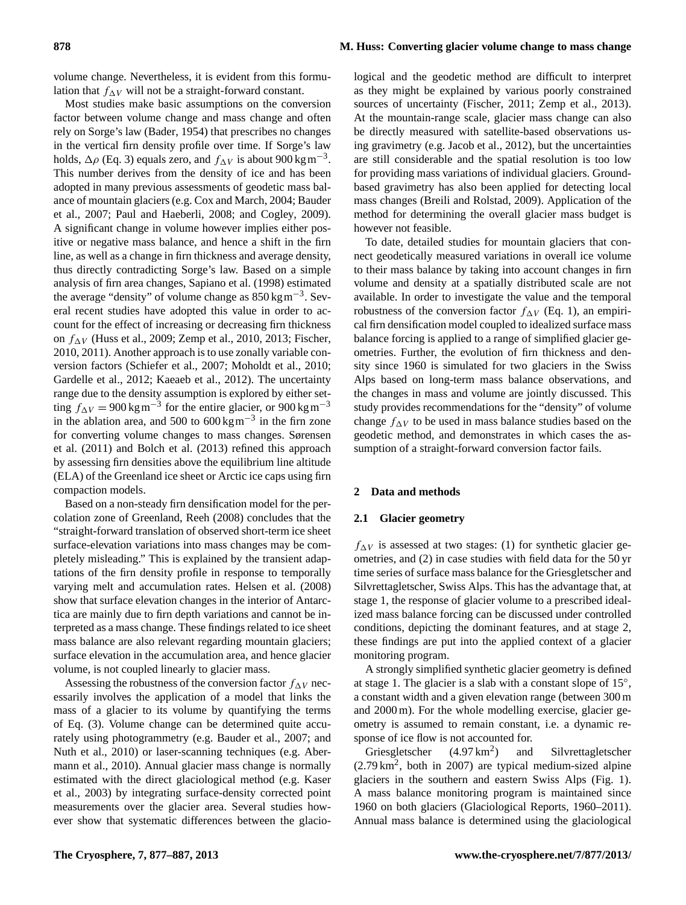volume change. Nevertheless, it is evident from this formulation that $f_{\Delta V}$ will not be a straight-forward constant.

Most studies make basic assumptions on the conversion factor between volume change and mass change and often rely on Sorge's law (Bader, 1954) that prescribes no changes in the vertical firn density profile over time. If Sorge's law holds, $\Delta\rho$ (Eq. 3) equals zero, and $f_{\Delta V}$ is about $900\,\mathrm{kg\,m^{-3}}$. This number derives from the density of ice and has been adopted in many previous assessments of geodetic mass balance of mountain glaciers (e.g. Cox and March, 2004; Bauder et al., 2007; Paul and Haeberli, 2008; and Cogley, 2009). A significant change in volume however implies either positive or negative mass balance, and hence a shift in the firn line, as well as a change in firn thickness and average density, thus directly contradicting Sorge's law. Based on a simple analysis of firn area changes, Sapiano et al. (1998) estimated the average "density" of volume change as $850\,\mathrm{kg\,m^{-3}}$. Several recent studies have adopted this value in order to account for the effect of increasing or decreasing firn thickness on $f_{\Delta V}$ (Huss et al., 2009; Zemp et al., 2010, 2013; Fischer, 2010, 2011). Another approach is to use zonally variable conversion factors (Schiefer et al., 2007; Moholdt et al., 2010; Gardelle et al., 2012; Kaeaeb et al., 2012). The uncertainty range due to the density assumption is explored by either setting $f_{\Delta V} = 900\,\mathrm{kg\,m^{-3}}$ for the entire glacier, or $900\,\mathrm{kg\,m^{-3}}$ in the ablation area, and 500 to $600\,\mathrm{kg\,m^{-3}}$ in the firn zone for converting volume changes to mass changes. Sørensen et al. (2011) and Bolch et al. (2013) refined this approach by assessing firn densities above the equilibrium line altitude (ELA) of the Greenland ice sheet or Arctic ice caps using firn compaction models.

Based on a non-steady firn densification model for the percolation zone of Greenland, Reeh (2008) concludes that the "straight-forward translation of observed short-term ice sheet surface-elevation variations into mass changes may be completely misleading." This is explained by the transient adaptations of the firn density profile in response to temporally varying melt and accumulation rates. Helsen et al. (2008) show that surface elevation changes in the interior of Antarctica are mainly due to firn depth variations and cannot be interpreted as a mass change. These findings related to ice sheet mass balance are also relevant regarding mountain glaciers; surface elevation in the accumulation area, and hence glacier volume, is not coupled linearly to glacier mass.

Assessing the robustness of the conversion factor $f_{\Delta V}$ necessarily involves the application of a model that links the mass of a glacier to its volume by quantifying the terms of Eq. (3). Volume change can be determined quite accurately using photogrammetry (e.g. Bauder et al., 2007; and Nuth et al., 2010) or laser-scanning techniques (e.g. Abermann et al., 2010). Annual glacier mass change is normally estimated with the direct glaciological method (e.g. Kaser et al., 2003) by integrating surface-density corrected point measurements over the glacier area. Several studies however show that systematic differences between the glaciological and the geodetic method are difficult to interpret as they might be explained by various poorly constrained sources of uncertainty (Fischer, 2011; Zemp et al., 2013). At the mountain-range scale, glacier mass change can also be directly measured with satellite-based observations using gravimetry (e.g. Jacob et al., 2012), but the uncertainties are still considerable and the spatial resolution is too low for providing mass variations of individual glaciers. Ground-based gravimetry has also been applied for detecting local mass changes (Breili and Rolstad, 2009). Application of the method for determining the overall glacier mass budget is however not feasible.

To date, detailed studies for mountain glaciers that connect geodetically measured variations in overall ice volume to their mass balance by taking into account changes in firn volume and density at a spatially distributed scale are not available. In order to investigate the value and the temporal robustness of the conversion factor $f_{\Delta V}$ (Eq. 1), an empirical firn densification model coupled to idealized surface mass balance forcing is applied to a range of simplified glacier geometries. Further, the evolution of firn thickness and density since 1960 is simulated for two glaciers in the Swiss Alps based on long-term mass balance observations, and the changes in mass and volume are jointly discussed. This study provides recommendations for the "density" of volume change $f_{\Delta V}$ to be used in mass balance studies based on the geodetic method, and demonstrates in which cases the assumption of a straight-forward conversion factor fails.

## 2 Data and methods

### 2.1 Glacier geometry

$f_{\Delta V}$ is assessed at two stages: (1) for synthetic glacier geometries, and (2) in case studies with field data for the 50 yr time series of surface mass balance for the Griesgletscher and Silvrettagletscher, Swiss Alps. This has the advantage that, at stage 1, the response of glacier volume to a prescribed idealized mass balance forcing can be discussed under controlled conditions, depicting the dominant features, and at stage 2, these findings are put into the applied context of a glacier monitoring program.

A strongly simplified synthetic glacier geometry is defined at stage 1. The glacier is a slab with a constant slope of 15°, a constant width and a given elevation range (between 300 m and 2000 m). For the whole modelling exercise, glacier geometry is assumed to remain constant, i.e. a dynamic response of ice flow is not accounted for.

Griesgletscher ($4.97\,\mathrm{km^2}$) and Silvrettagletscher ($2.79\,\mathrm{km^2}$, both in 2007) are typical medium-sized alpine glaciers in the southern and eastern Swiss Alps (Fig. 1). A mass balance monitoring program is maintained since 1960 on both glaciers (Glaciological Reports, 1960–2011). Annual mass balance is determined using the glaciological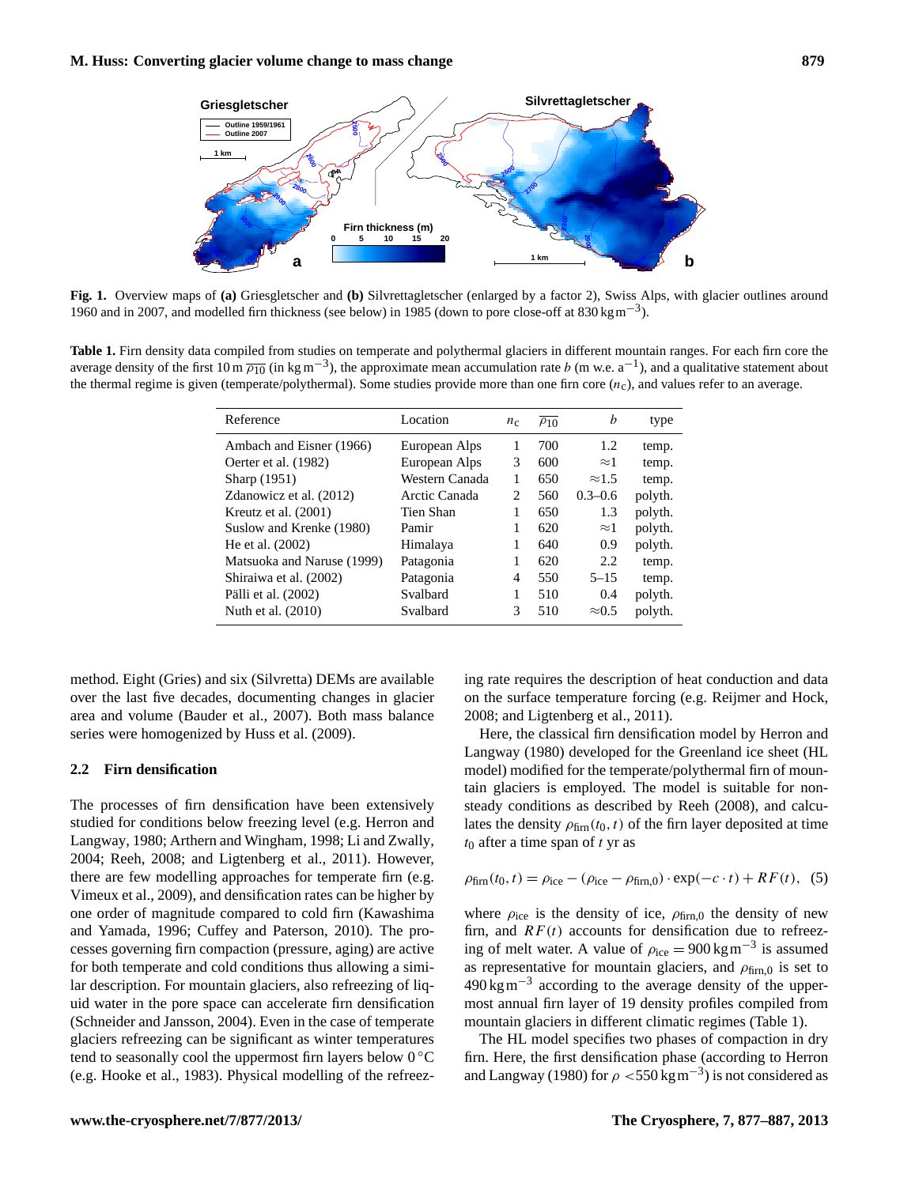**Fig. 1.** Overview maps of **(a)** Griesgletscher and **(b)** Silvrettagletscher (enlarged by a factor 2), Swiss Alps, with glacier outlines around 1960 and in 2007, and modelled firn thickness (see below) in 1985 (down to pore close-off at 830 kg m$^{-3}$).

**Table 1.** Firn density data compiled from studies on temperate and polythermal glaciers in different mountain ranges. For each firn core the average density of the first 10 m $\overline{\rho_{10}}$ (in kg m$^{-3}$), the approximate mean accumulation rate $b$ (m w.e. a$^{-1}$), and a qualitative statement about the thermal regime is given (temperate/polythermal). Some studies provide more than one firn core ($n_c$), and values refer to an average.

| Reference | Location | $n_c$ | $\overline{\rho_{10}}$ | $b$ | type |
|---|---|---|---|---|---|
| Ambach and Eisner (1966) | European Alps | 1 | 700 | 1.2 | temp. |
| Oerter et al. (1982) | European Alps | 3 | 600 | ≈1 | temp. |
| Sharp (1951) | Western Canada | 1 | 650 | ≈1.5 | temp. |
| Zdanowicz et al. (2012) | Arctic Canada | 2 | 560 | 0.3–0.6 | polyth. |
| Kreutz et al. (2001) | Tien Shan | 1 | 650 | 1.3 | polyth. |
| Suslow and Krenke (1980) | Pamir | 1 | 620 | ≈1 | polyth. |
| He et al. (2002) | Himalaya | 1 | 640 | 0.9 | polyth. |
| Matsuoka and Naruse (1999) | Patagonia | 1 | 620 | 2.2 | temp. |
| Shiraiwa et al. (2002) | Patagonia | 4 | 550 | 5–15 | temp. |
| Pälli et al. (2002) | Svalbard | 1 | 510 | 0.4 | polyth. |
| Nuth et al. (2010) | Svalbard | 3 | 510 | ≈0.5 | polyth. |

method. Eight (Gries) and six (Silvretta) DEMs are available over the last five decades, documenting changes in glacier area and volume (Bauder et al., 2007). Both mass balance series were homogenized by Huss et al. (2009).

### 2.2 Firn densification

The processes of firn densification have been extensively studied for conditions below freezing level (e.g. Herron and Langway, 1980; Arthern and Wingham, 1998; Li and Zwally, 2004; Reeh, 2008; and Ligtenberg et al., 2011). However, there are few modelling approaches for temperate firn (e.g. Vimeux et al., 2009), and densification rates can be higher by one order of magnitude compared to cold firn (Kawashima and Yamada, 1996; Cuffey and Paterson, 2010). The processes governing firn compaction (pressure, aging) are active for both temperate and cold conditions thus allowing a similar description. For mountain glaciers, also refreezing of liquid water in the pore space can accelerate firn densification (Schneider and Jansson, 2004). Even in the case of temperate glaciers refreezing can be significant as winter temperatures tend to seasonally cool the uppermost firn layers below 0 °C (e.g. Hooke et al., 1983). Physical modelling of the refreezing rate requires the description of heat conduction and data on the surface temperature forcing (e.g. Reijmer and Hock, 2008; and Ligtenberg et al., 2011).

Here, the classical firn densification model by Herron and Langway (1980) developed for the Greenland ice sheet (HL model) modified for the temperate/polythermal firn of mountain glaciers is employed. The model is suitable for non-steady conditions as described by Reeh (2008), and calculates the density $\rho_{\mathrm{firn}}(t_0,t)$ of the firn layer deposited at time $t_0$ after a time span of $t$ yr as

$$\rho_{\mathrm{firn}}(t_0,t) = \rho_{\mathrm{ice}} - (\rho_{\mathrm{ice}} - \rho_{\mathrm{firn,0}}) \cdot \exp(-c \cdot t) + RF(t), \quad (5)$$

where $\rho_{\mathrm{ice}}$ is the density of ice, $\rho_{\mathrm{firn,0}}$ the density of new firn, and $RF(t)$ accounts for densification due to refreezing of melt water. A value of $\rho_{\mathrm{ice}} = 900$ kg m$^{-3}$ is assumed as representative for mountain glaciers, and $\rho_{\mathrm{firn,0}}$ is set to 490 kg m$^{-3}$ according to the average density of the uppermost annual firn layer of 19 density profiles compiled from mountain glaciers in different climatic regimes (Table 1).

The HL model specifies two phases of compaction in dry firn. Here, the first densification phase (according to Herron and Langway (1980) for $\rho < 550$ kg m$^{-3}$) is not considered as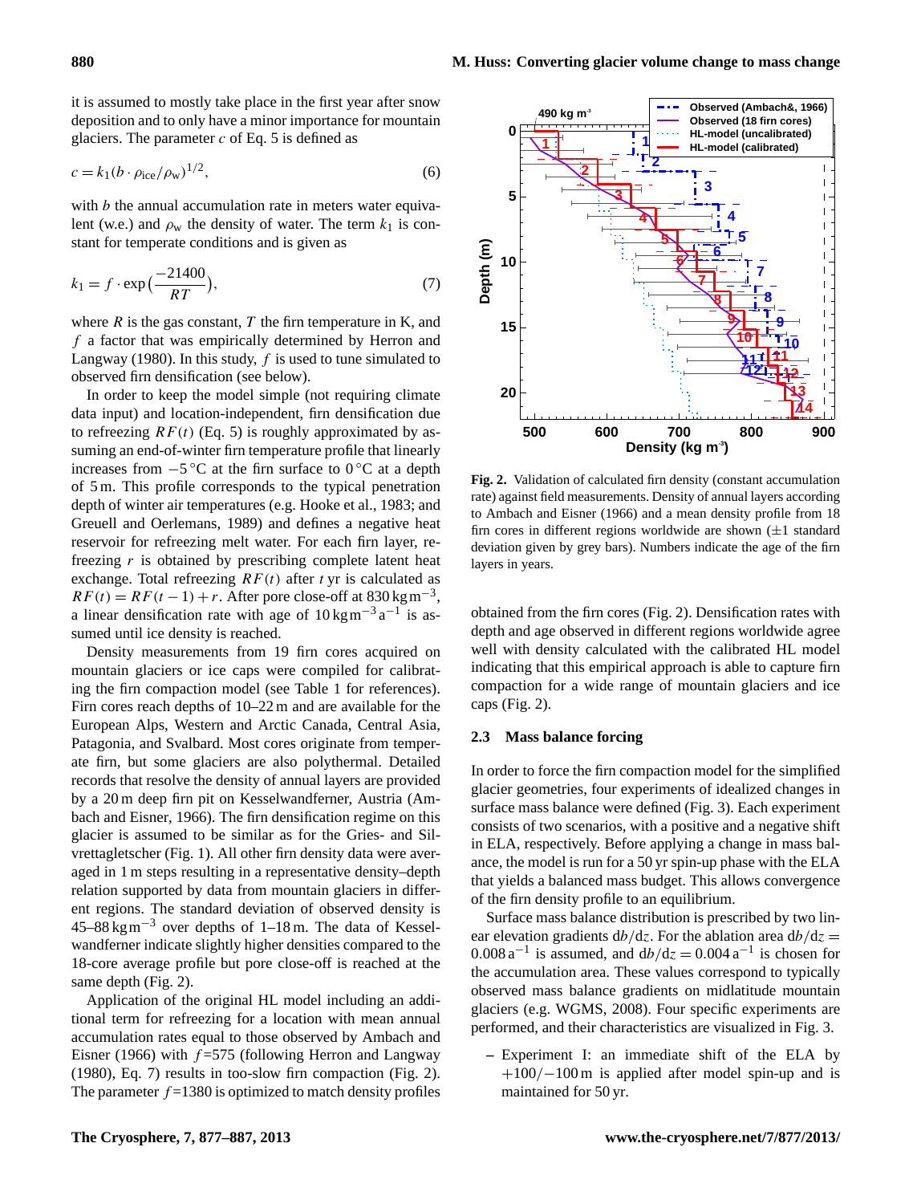it is assumed to mostly take place in the first year after snow deposition and to only have a minor importance for mountain glaciers. The parameter $c$ of Eq. 5 is defined as

$$c = k_1 (b \cdot \rho_{\mathrm{ice}}/\rho_{\mathrm{w}})^{1/2}, \tag{6}$$

with $b$ the annual accumulation rate in meters water equivalent (w.e.) and $\rho_{\mathrm{w}}$ the density of water. The term $k_1$ is constant for temperate conditions and is given as

$$k_1 = f \cdot \exp\left(\frac{-21400}{RT}\right), \tag{7}$$

where $R$ is the gas constant, $T$ the firn temperature in K, and $f$ a factor that was empirically determined by Herron and Langway (1980). In this study, $f$ is used to tune simulated to observed firn densification (see below).

In order to keep the model simple (not requiring climate data input) and location-independent, firn densification due to refreezing $RF(t)$ (Eq. 5) is roughly approximated by assuming an end-of-winter firn temperature profile that linearly increases from $-5\,^{\circ}\mathrm{C}$ at the firn surface to $0\,^{\circ}\mathrm{C}$ at a depth of 5 m. This profile corresponds to the typical penetration depth of winter air temperatures (e.g. Hooke et al., 1983; and Greuell and Oerlemans, 1989) and defines a negative heat reservoir for refreezing melt water. For each firn layer, refreezing $r$ is obtained by prescribing complete latent heat exchange. Total refreezing $RF(t)$ after $t$ yr is calculated as $RF(t) = RF(t-1) + r$. After pore close-off at $830\,\mathrm{kg\,m^{-3}}$, a linear densification rate with age of $10\,\mathrm{kg\,m^{-3}\,a^{-1}}$ is assumed until ice density is reached.

Density measurements from 19 firn cores acquired on mountain glaciers or ice caps were compiled for calibrating the firn compaction model (see Table 1 for references). Firn cores reach depths of 10–22 m and are available for the European Alps, Western and Arctic Canada, Central Asia, Patagonia, and Svalbard. Most cores originate from temperate firn, but some glaciers are also polythermal. Detailed records that resolve the density of annual layers are provided by a 20 m deep firn pit on Kesselwandferner, Austria (Ambach and Eisner, 1966). The firn densification regime on this glacier is assumed to be similar as for the Gries- and Silvrettagletscher (Fig. 1). All other firn density data were averaged in 1 m steps resulting in a representative density–depth relation supported by data from mountain glaciers in different regions. The standard deviation of observed density is 45–88 $\mathrm{kg\,m^{-3}}$ over depths of 1–18 m. The data of Kesselwandferner indicate slightly higher densities compared to the 18-core average profile but pore close-off is reached at the same depth (Fig. 2).

Application of the original HL model including an additional term for refreezing for a location with mean annual accumulation rates equal to those observed by Ambach and Eisner (1966) with $f$=575 (following Herron and Langway (1980), Eq. 7) results in too-slow firn compaction (Fig. 2). The parameter $f$=1380 is optimized to match density profiles obtained from the firn cores (Fig. 2). Densification rates with depth and age observed in different regions worldwide agree well with density calculated with the calibrated HL model indicating that this empirical approach is able to capture firn compaction for a wide range of mountain glaciers and ice caps (Fig. 2).

**Fig. 2.** Validation of calculated firn density (constant accumulation rate) against field measurements. Density of annual layers according to Ambach and Eisner (1966) and a mean density profile from 18 firn cores in different regions worldwide are shown (±1 standard deviation given by grey bars). Numbers indicate the age of the firn layers in years.

### 2.3 Mass balance forcing

In order to force the firn compaction model for the simplified glacier geometries, four experiments of idealized changes in surface mass balance were defined (Fig. 3). Each experiment consists of two scenarios, with a positive and a negative shift in ELA, respectively. Before applying a change in mass balance, the model is run for a 50 yr spin-up phase with the ELA that yields a balanced mass budget. This allows convergence of the firn density profile to an equilibrium.

Surface mass balance distribution is prescribed by two linear elevation gradients $\mathrm{d}b/\mathrm{d}z$. For the ablation area $\mathrm{d}b/\mathrm{d}z = 0.008\,\mathrm{a^{-1}}$ is assumed, and $\mathrm{d}b/\mathrm{d}z = 0.004\,\mathrm{a^{-1}}$ is chosen for the accumulation area. These values correspond to typically observed mass balance gradients on midlatitude mountain glaciers (e.g. WGMS, 2008). Four specific experiments are performed, and their characteristics are visualized in Fig. 3.

– Experiment I: an immediate shift of the ELA by +100/−100 m is applied after model spin-up and is maintained for 50 yr.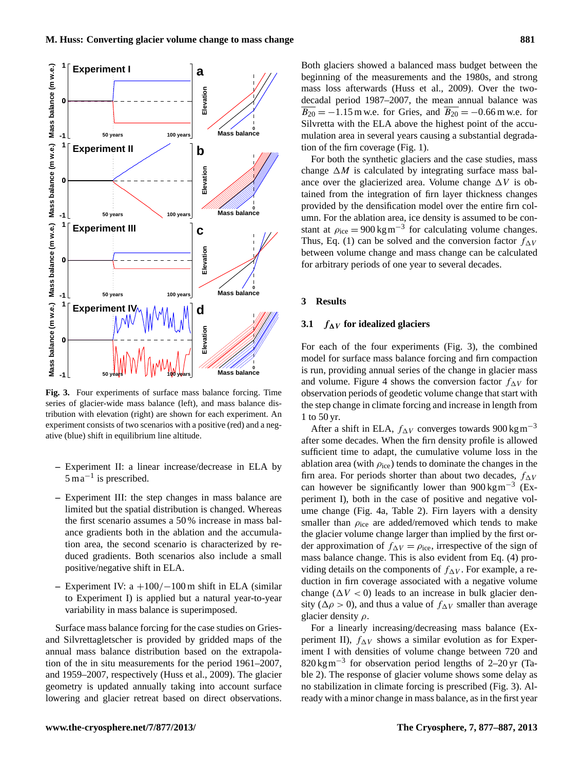**Fig. 3.** Four experiments of surface mass balance forcing. Time series of glacier-wide mass balance (left), and mass balance distribution with elevation (right) are shown for each experiment. An experiment consists of two scenarios with a positive (red) and a negative (blue) shift in equilibrium line altitude.

- Experiment II: a linear increase/decrease in ELA by $5\,\mathrm{m\,a^{-1}}$ is prescribed.

- Experiment III: the step changes in mass balance are limited but the spatial distribution is changed. Whereas the first scenario assumes a 50 % increase in mass balance gradients both in the ablation and the accumulation area, the second scenario is characterized by reduced gradients. Both scenarios also include a small positive/negative shift in ELA.

- Experiment IV: a $+100/-100$ m shift in ELA (similar to Experiment I) is applied but a natural year-to-year variability in mass balance is superimposed.

Surface mass balance forcing for the case studies on Griesand Silvrettagletscher is provided by gridded maps of the annual mass balance distribution based on the extrapolation of the in situ measurements for the period 1961–2007, and 1959–2007, respectively (Huss et al., 2009). The glacier geometry is updated annually taking into account surface lowering and glacier retreat based on direct observations. Both glaciers showed a balanced mass budget between the beginning of the measurements and the 1980s, and strong mass loss afterwards (Huss et al., 2009). Over the two-decadal period 1987–2007, the mean annual balance was $\overline{B_{20}} = -1.15$ m w.e. for Gries, and $\overline{B_{20}} = -0.66$ m w.e. for Silvretta with the ELA above the highest point of the accumulation area in several years causing a substantial degradation of the firn coverage (Fig. 1).

For both the synthetic glaciers and the case studies, mass change $\Delta M$ is calculated by integrating surface mass balance over the glacierized area. Volume change $\Delta V$ is obtained from the integration of firn layer thickness changes provided by the densification model over the entire firn column. For the ablation area, ice density is assumed to be constant at $\rho_{\mathrm{ice}} = 900\,\mathrm{kg\,m^{-3}}$ for calculating volume changes. Thus, Eq. (1) can be solved and the conversion factor $f_{\Delta V}$ between volume change and mass change can be calculated for arbitrary periods of one year to several decades.

## 3 Results

### 3.1 $f_{\Delta V}$ for idealized glaciers

For each of the four experiments (Fig. 3), the combined model for surface mass balance forcing and firn compaction is run, providing annual series of the change in glacier mass and volume. Figure 4 shows the conversion factor $f_{\Delta V}$ for observation periods of geodetic volume change that start with the step change in climate forcing and increase in length from 1 to 50 yr.

After a shift in ELA, $f_{\Delta V}$ converges towards $900\,\mathrm{kg\,m^{-3}}$ after some decades. When the firn density profile is allowed sufficient time to adapt, the cumulative volume loss in the ablation area (with $\rho_{\mathrm{ice}}$) tends to dominate the changes in the firn area. For periods shorter than about two decades, $f_{\Delta V}$ can however be significantly lower than $900\,\mathrm{kg\,m^{-3}}$ (Experiment I), both in the case of positive and negative volume change (Fig. 4a, Table 2). Firn layers with a density smaller than $\rho_{\mathrm{ice}}$ are added/removed which tends to make the glacier volume change larger than implied by the first order approximation of $f_{\Delta V} = \rho_{\mathrm{ice}}$, irrespective of the sign of mass balance change. This is also evident from Eq. (4) providing details on the components of $f_{\Delta V}$. For example, a reduction in firn coverage associated with a negative volume change ($\Delta V < 0$) leads to an increase in bulk glacier density ($\Delta\rho > 0$), and thus a value of $f_{\Delta V}$ smaller than average glacier density $\rho$.

For a linearly increasing/decreasing mass balance (Experiment II), $f_{\Delta V}$ shows a similar evolution as for Experiment I with densities of volume change between 720 and $820\,\mathrm{kg\,m^{-3}}$ for observation period lengths of 2–20 yr (Table 2). The response of glacier volume shows some delay as no stabilization in climate forcing is prescribed (Fig. 3). Already with a minor change in mass balance, as in the first year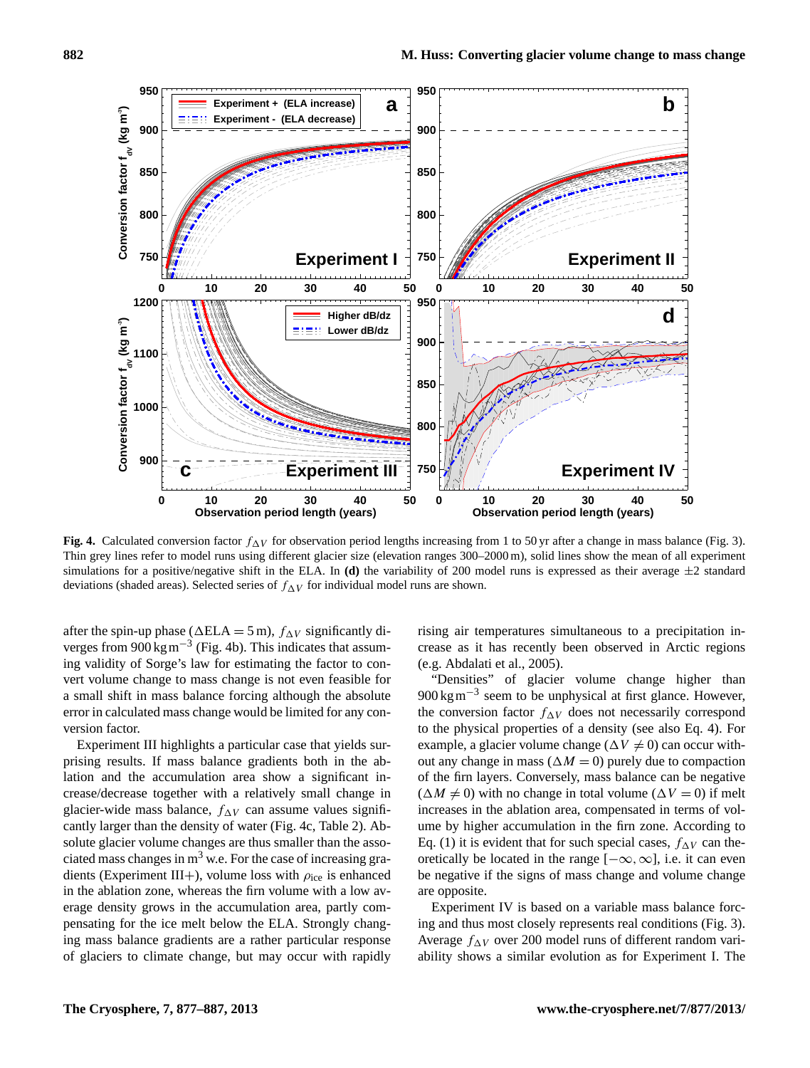Fig. 4. Calculated conversion factor $f_{\Delta V}$ for observation period lengths increasing from 1 to 50 yr after a change in mass balance (Fig. 3). Thin grey lines refer to model runs using different glacier size (elevation ranges 300–2000 m), solid lines show the mean of all experiment simulations for a positive/negative shift in the ELA. In **(d)** the variability of 200 model runs is expressed as their average ±2 standard deviations (shaded areas). Selected series of $f_{\Delta V}$ for individual model runs are shown.

after the spin-up phase ($\Delta$ELA = 5 m), $f_{\Delta V}$ significantly diverges from 900 kg m$^{-3}$ (Fig. 4b). This indicates that assuming validity of Sorge's law for estimating the factor to convert volume change to mass change is not even feasible for a small shift in mass balance forcing although the absolute error in calculated mass change would be limited for any conversion factor.

Experiment III highlights a particular case that yields surprising results. If mass balance gradients both in the ablation and the accumulation area show a significant increase/decrease together with a relatively small change in glacier-wide mass balance, $f_{\Delta V}$ can assume values significantly larger than the density of water (Fig. 4c, Table 2). Absolute glacier volume changes are thus smaller than the associated mass changes in m$^3$ w.e. For the case of increasing gradients (Experiment III+), volume loss with $\rho_{\text{ice}}$ is enhanced in the ablation zone, whereas the firn volume with a low average density grows in the accumulation area, partly compensating for the ice melt below the ELA. Strongly changing mass balance gradients are a rather particular response of glaciers to climate change, but may occur with rapidly rising air temperatures simultaneous to a precipitation increase as it has recently been observed in Arctic regions (e.g. Abdalati et al., 2005).

"Densities" of glacier volume change higher than 900 kg m$^{-3}$ seem to be unphysical at first glance. However, the conversion factor $f_{\Delta V}$ does not necessarily correspond to the physical properties of a density (see also Eq. 4). For example, a glacier volume change ($\Delta V \neq 0$) can occur without any change in mass ($\Delta M = 0$) purely due to compaction of the firn layers. Conversely, mass balance can be negative ($\Delta M \neq 0$) with no change in total volume ($\Delta V = 0$) if melt increases in the ablation area, compensated in terms of volume by higher accumulation in the firn zone. According to Eq. (1) it is evident that for such special cases, $f_{\Delta V}$ can theoretically be located in the range $[-\infty, \infty]$, i.e. it can even be negative if the signs of mass change and volume change are opposite.

Experiment IV is based on a variable mass balance forcing and thus most closely represents real conditions (Fig. 3). Average $f_{\Delta V}$ over 200 model runs of different random variability shows a similar evolution as for Experiment I. The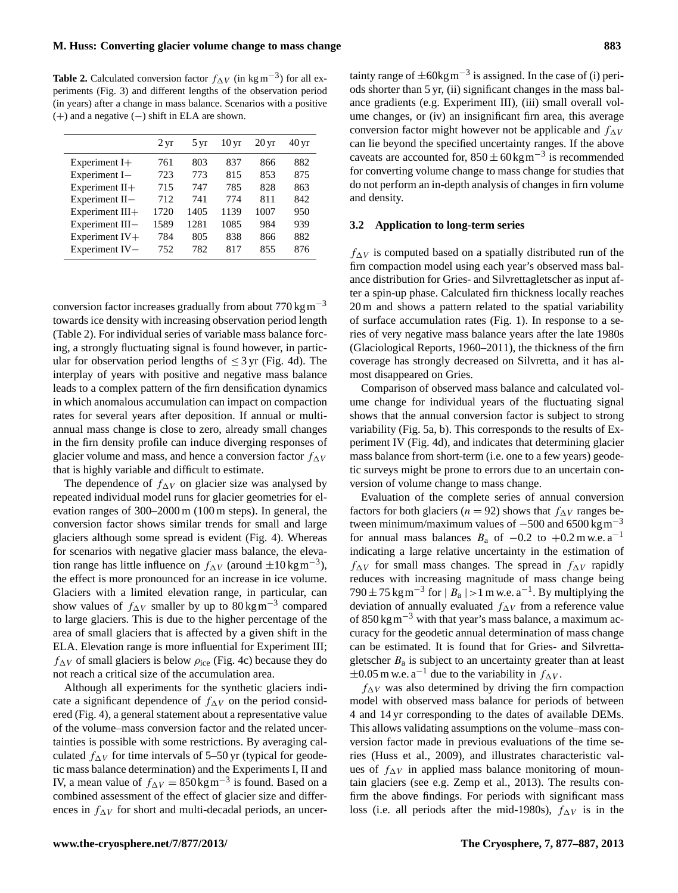**Table 2.** Calculated conversion factor $f_{\Delta V}$ (in $\mathrm{kg\,m^{-3}}$) for all experiments (Fig. 3) and different lengths of the observation period (in years) after a change in mass balance. Scenarios with a positive (+) and a negative (−) shift in ELA are shown.

| | 2 yr | 5 yr | 10 yr | 20 yr | 40 yr |
|---|---|---|---|---|---|
| Experiment I+ | 761 | 803 | 837 | 866 | 882 |
| Experiment I− | 723 | 773 | 815 | 853 | 875 |
| Experiment II+ | 715 | 747 | 785 | 828 | 863 |
| Experiment II− | 712 | 741 | 774 | 811 | 842 |
| Experiment III+ | 1720 | 1405 | 1139 | 1007 | 950 |
| Experiment III− | 1589 | 1281 | 1085 | 984 | 939 |
| Experiment IV+ | 784 | 805 | 838 | 866 | 882 |
| Experiment IV− | 752 | 782 | 817 | 855 | 876 |

conversion factor increases gradually from about 770 $\mathrm{kg\,m^{-3}}$ towards ice density with increasing observation period length (Table 2). For individual series of variable mass balance forcing, a strongly fluctuating signal is found however, in particular for observation period lengths of $\leq 3$ yr (Fig. 4d). The interplay of years with positive and negative mass balance leads to a complex pattern of the firn densification dynamics in which anomalous accumulation can impact on compaction rates for several years after deposition. If annual or multi-annual mass change is close to zero, already small changes in the firn density profile can induce diverging responses of glacier volume and mass, and hence a conversion factor $f_{\Delta V}$ that is highly variable and difficult to estimate.

The dependence of $f_{\Delta V}$ on glacier size was analysed by repeated individual model runs for glacier geometries for elevation ranges of 300–2000 m (100 m steps). In general, the conversion factor shows similar trends for small and large glaciers although some spread is evident (Fig. 4). Whereas for scenarios with negative glacier mass balance, the elevation range has little influence on $f_{\Delta V}$ (around $\pm 10\,\mathrm{kg\,m^{-3}}$), the effect is more pronounced for an increase in ice volume. Glaciers with a limited elevation range, in particular, can show values of $f_{\Delta V}$ smaller by up to 80 $\mathrm{kg\,m^{-3}}$ compared to large glaciers. This is due to the higher percentage of the area of small glaciers that is affected by a given shift in the ELA. Elevation range is more influential for Experiment III; $f_{\Delta V}$ of small glaciers is below $\rho_{\mathrm{ice}}$ (Fig. 4c) because they do not reach a critical size of the accumulation area.

Although all experiments for the synthetic glaciers indicate a significant dependence of $f_{\Delta V}$ on the period considered (Fig. 4), a general statement about a representative value of the volume–mass conversion factor and the related uncertainties is possible with some restrictions. By averaging calculated $f_{\Delta V}$ for time intervals of 5–50 yr (typical for geodetic mass balance determination) and the Experiments I, II and IV, a mean value of $f_{\Delta V} = 850\,\mathrm{kg\,m^{-3}}$ is found. Based on a combined assessment of the effect of glacier size and differences in $f_{\Delta V}$ for short and multi-decadal periods, an uncertainty range of $\pm 60\,\mathrm{kg\,m^{-3}}$ is assigned. In the case of (i) periods shorter than 5 yr, (ii) significant changes in the mass balance gradients (e.g. Experiment III), (iii) small overall volume changes, or (iv) an insignificant firn area, this average conversion factor might however not be applicable and $f_{\Delta V}$ can lie beyond the specified uncertainty ranges. If the above caveats are accounted for, $850 \pm 60\,\mathrm{kg\,m^{-3}}$ is recommended for converting volume change to mass change for studies that do not perform an in-depth analysis of changes in firn volume and density.

### 3.2 Application to long-term series

$f_{\Delta V}$ is computed based on a spatially distributed run of the firn compaction model using each year's observed mass balance distribution for Gries- and Silvrettagletscher as input after a spin-up phase. Calculated firn thickness locally reaches 20 m and shows a pattern related to the spatial variability of surface accumulation rates (Fig. 1). In response to a series of very negative mass balance years after the late 1980s (Glaciological Reports, 1960–2011), the thickness of the firn coverage has strongly decreased on Silvretta, and it has almost disappeared on Gries.

Comparison of observed mass balance and calculated volume change for individual years of the fluctuating signal shows that the annual conversion factor is subject to strong variability (Fig. 5a, b). This corresponds to the results of Experiment IV (Fig. 4d), and indicates that determining glacier mass balance from short-term (i.e. one to a few years) geodetic surveys might be prone to errors due to an uncertain conversion of volume change to mass change.

Evaluation of the complete series of annual conversion factors for both glaciers ($n = 92$) shows that $f_{\Delta V}$ ranges between minimum/maximum values of −500 and 6500 $\mathrm{kg\,m^{-3}}$ for annual mass balances $B_{\mathrm{a}}$ of −0.2 to +0.2 $\mathrm{m\,w.e.\,a^{-1}}$ indicating a large relative uncertainty in the estimation of $f_{\Delta V}$ for small mass changes. The spread in $f_{\Delta V}$ rapidly reduces with increasing magnitude of mass change being $790 \pm 75\,\mathrm{kg\,m^{-3}}$ for $|B_{\mathrm{a}}| > 1\,\mathrm{m\,w.e.\,a^{-1}}$. By multiplying the deviation of annually evaluated $f_{\Delta V}$ from a reference value of 850 $\mathrm{kg\,m^{-3}}$ with that year's mass balance, a maximum accuracy for the geodetic annual determination of mass change can be estimated. It is found that for Gries- and Silvrettagletscher $B_{\mathrm{a}}$ is subject to an uncertainty greater than at least $\pm 0.05\,\mathrm{m\,w.e.\,a^{-1}}$ due to the variability in $f_{\Delta V}$.

$f_{\Delta V}$ was also determined by driving the firn compaction model with observed mass balance for periods of between 4 and 14 yr corresponding to the dates of available DEMs. This allows validating assumptions on the volume–mass conversion factor made in previous evaluations of the time series (Huss et al., 2009), and illustrates characteristic values of $f_{\Delta V}$ in applied mass balance monitoring of mountain glaciers (see e.g. Zemp et al., 2013). The results confirm the above findings. For periods with significant mass loss (i.e. all periods after the mid-1980s), $f_{\Delta V}$ is in the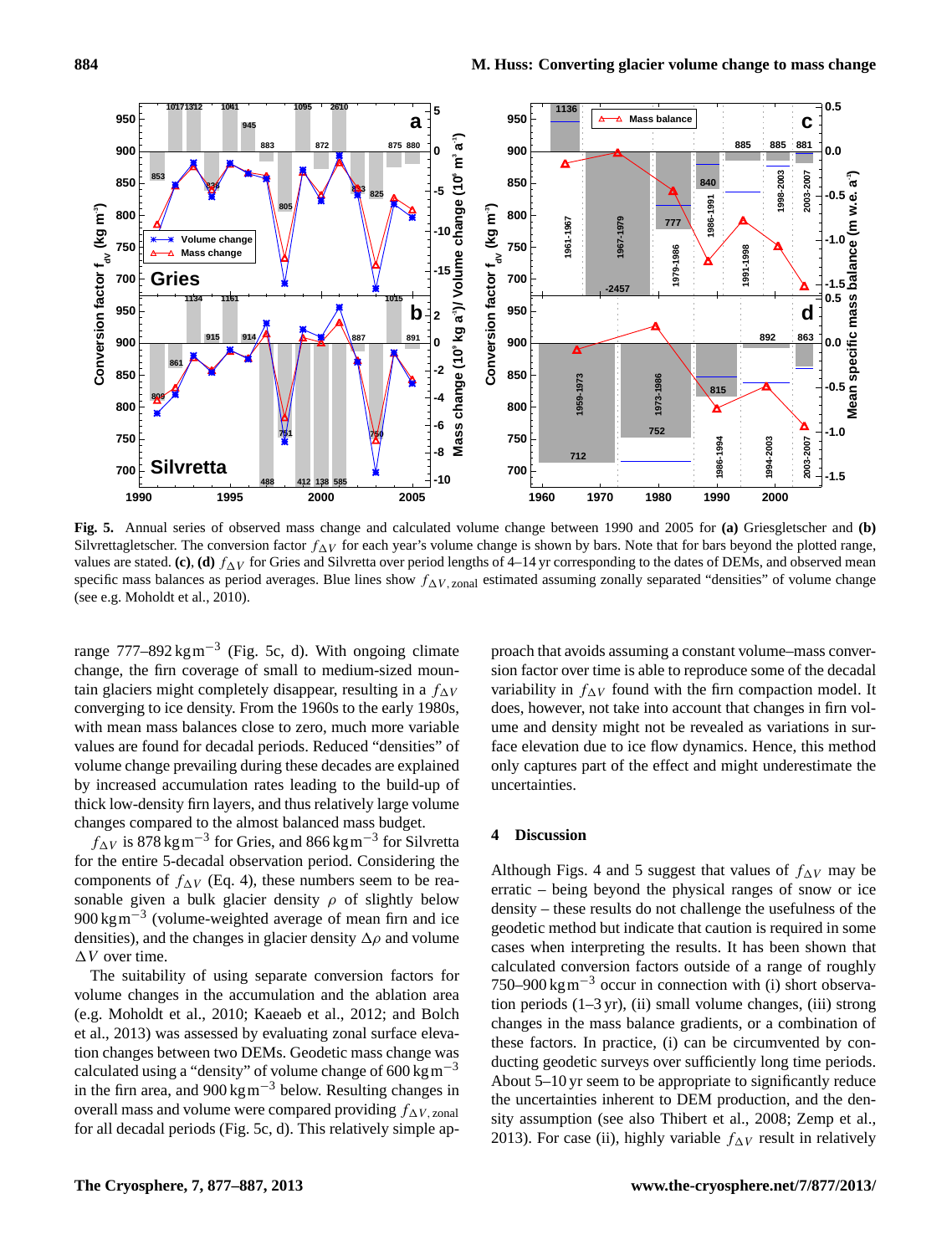**Fig. 5.** Annual series of observed mass change and calculated volume change between 1990 and 2005 for **(a)** Griesgletscher and **(b)** Silvrettagletscher. The conversion factor $f_{\Delta V}$ for each year's volume change is shown by bars. Note that for bars beyond the plotted range, values are stated. **(c)**, **(d)** $f_{\Delta V}$ for Gries and Silvretta over period lengths of 4–14 yr corresponding to the dates of DEMs, and observed mean specific mass balances as period averages. Blue lines show $f_{\Delta V,\text{zonal}}$ estimated assuming zonally separated "densities" of volume change (see e.g. Moholdt et al., 2010).

range 777–892 $\text{kg m}^{-3}$ (Fig. 5c, d). With ongoing climate change, the firn coverage of small to medium-sized mountain glaciers might completely disappear, resulting in a $f_{\Delta V}$ converging to ice density. From the 1960s to the early 1980s, with mean mass balances close to zero, much more variable values are found for decadal periods. Reduced "densities" of volume change prevailing during these decades are explained by increased accumulation rates leading to the build-up of thick low-density firn layers, and thus relatively large volume changes compared to the almost balanced mass budget.

$f_{\Delta V}$ is 878 $\text{kg m}^{-3}$ for Gries, and 866 $\text{kg m}^{-3}$ for Silvretta for the entire 5-decadal observation period. Considering the components of $f_{\Delta V}$ (Eq. 4), these numbers seem to be reasonable given a bulk glacier density $\rho$ of slightly below 900 $\text{kg m}^{-3}$ (volume-weighted average of mean firn and ice densities), and the changes in glacier density $\Delta\rho$ and volume $\Delta V$ over time.

The suitability of using separate conversion factors for volume changes in the accumulation and the ablation area (e.g. Moholdt et al., 2010; Kaeaeb et al., 2012; and Bolch et al., 2013) was assessed by evaluating zonal surface elevation changes between two DEMs. Geodetic mass change was calculated using a "density" of volume change of 600 $\text{kg m}^{-3}$ in the firn area, and 900 $\text{kg m}^{-3}$ below. Resulting changes in overall mass and volume were compared providing $f_{\Delta V,\text{zonal}}$ for all decadal periods (Fig. 5c, d). This relatively simple approach that avoids assuming a constant volume–mass conversion factor over time is able to reproduce some of the decadal variability in $f_{\Delta V}$ found with the firn compaction model. It does, however, not take into account that changes in firn volume and density might not be revealed as variations in surface elevation due to ice flow dynamics. Hence, this method only captures part of the effect and might underestimate the uncertainties.

## 4 Discussion

Although Figs. 4 and 5 suggest that values of $f_{\Delta V}$ may be erratic – being beyond the physical ranges of snow or ice density – these results do not challenge the usefulness of the geodetic method but indicate that caution is required in some cases when interpreting the results. It has been shown that calculated conversion factors outside of a range of roughly 750–900 $\text{kg m}^{-3}$ occur in connection with (i) short observation periods (1–3 yr), (ii) small volume changes, (iii) strong changes in the mass balance gradients, or a combination of these factors. In practice, (i) can be circumvented by conducting geodetic surveys over sufficiently long time periods. About 5–10 yr seem to be appropriate to significantly reduce the uncertainties inherent to DEM production, and the density assumption (see also Thibert et al., 2008; Zemp et al., 2013). For case (ii), highly variable $f_{\Delta V}$ result in relatively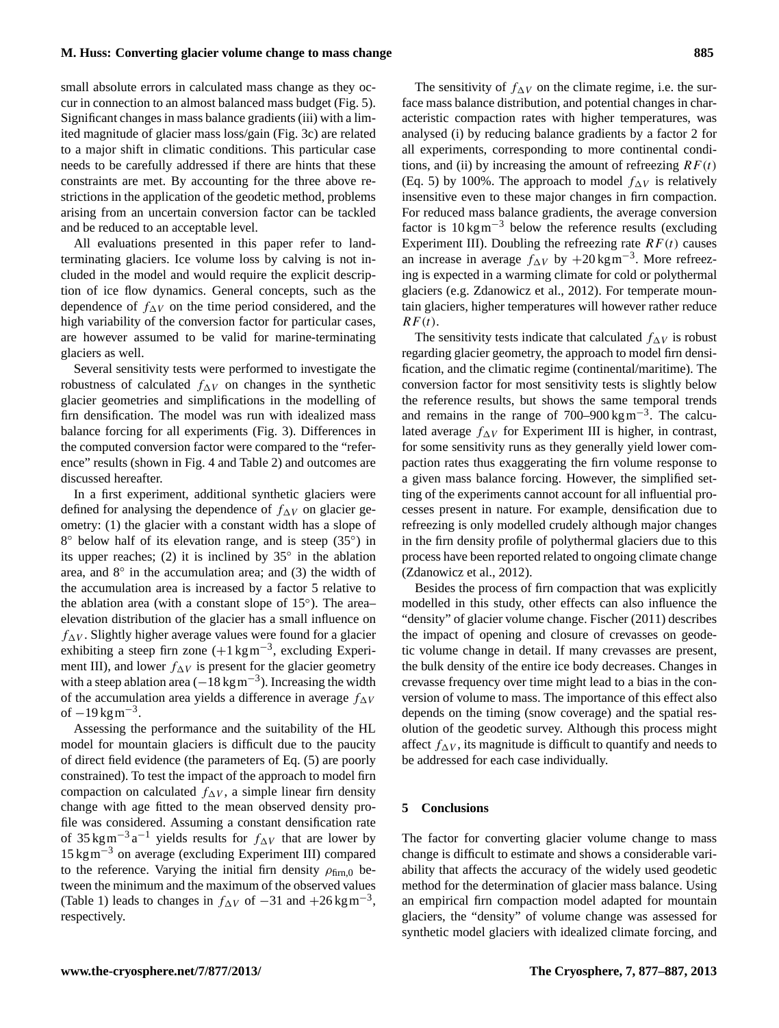small absolute errors in calculated mass change as they occur in connection to an almost balanced mass budget (Fig. 5). Significant changes in mass balance gradients (iii) with a limited magnitude of glacier mass loss/gain (Fig. 3c) are related to a major shift in climatic conditions. This particular case needs to be carefully addressed if there are hints that these constraints are met. By accounting for the three above restrictions in the application of the geodetic method, problems arising from an uncertain conversion factor can be tackled and be reduced to an acceptable level.

All evaluations presented in this paper refer to land-terminating glaciers. Ice volume loss by calving is not included in the model and would require the explicit description of ice flow dynamics. General concepts, such as the dependence of $f_{\Delta V}$ on the time period considered, and the high variability of the conversion factor for particular cases, are however assumed to be valid for marine-terminating glaciers as well.

Several sensitivity tests were performed to investigate the robustness of calculated $f_{\Delta V}$ on changes in the synthetic glacier geometries and simplifications in the modelling of firn densification. The model was run with idealized mass balance forcing for all experiments (Fig. 3). Differences in the computed conversion factor were compared to the "reference" results (shown in Fig. 4 and Table 2) and outcomes are discussed hereafter.

In a first experiment, additional synthetic glaciers were defined for analysing the dependence of $f_{\Delta V}$ on glacier geometry: (1) the glacier with a constant width has a slope of $8^\circ$ below half of its elevation range, and is steep ($35^\circ$) in its upper reaches; (2) it is inclined by $35^\circ$ in the ablation area, and $8^\circ$ in the accumulation area; and (3) the width of the accumulation area is increased by a factor 5 relative to the ablation area (with a constant slope of $15^\circ$). The area–elevation distribution of the glacier has a small influence on $f_{\Delta V}$. Slightly higher average values were found for a glacier exhibiting a steep firn zone ($+1\,\mathrm{kg\,m^{-3}}$, excluding Experiment III), and lower $f_{\Delta V}$ is present for the glacier geometry with a steep ablation area ($-18\,\mathrm{kg\,m^{-3}}$). Increasing the width of the accumulation area yields a difference in average $f_{\Delta V}$ of $-19\,\mathrm{kg\,m^{-3}}$.

Assessing the performance and the suitability of the HL model for mountain glaciers is difficult due to the paucity of direct field evidence (the parameters of Eq. (5) are poorly constrained). To test the impact of the approach to model firn compaction on calculated $f_{\Delta V}$, a simple linear firn density change with age fitted to the mean observed density profile was considered. Assuming a constant densification rate of $35\,\mathrm{kg\,m^{-3}\,a^{-1}}$ yields results for $f_{\Delta V}$ that are lower by $15\,\mathrm{kg\,m^{-3}}$ on average (excluding Experiment III) compared to the reference. Varying the initial firn density $\rho_{\mathrm{firn},0}$ between the minimum and the maximum of the observed values (Table 1) leads to changes in $f_{\Delta V}$ of $-31$ and $+26\,\mathrm{kg\,m^{-3}}$, respectively.

The sensitivity of $f_{\Delta V}$ on the climate regime, i.e. the surface mass balance distribution, and potential changes in characteristic compaction rates with higher temperatures, was analysed (i) by reducing balance gradients by a factor 2 for all experiments, corresponding to more continental conditions, and (ii) by increasing the amount of refreezing $RF(t)$ (Eq. 5) by 100%. The approach to model $f_{\Delta V}$ is relatively insensitive even to these major changes in firn compaction. For reduced mass balance gradients, the average conversion factor is $10\,\mathrm{kg\,m^{-3}}$ below the reference results (excluding Experiment III). Doubling the refreezing rate $RF(t)$ causes an increase in average $f_{\Delta V}$ by $+20\,\mathrm{kg\,m^{-3}}$. More refreezing is expected in a warming climate for cold or polythermal glaciers (e.g. Zdanowicz et al., 2012). For temperate mountain glaciers, higher temperatures will however rather reduce $RF(t)$.

The sensitivity tests indicate that calculated $f_{\Delta V}$ is robust regarding glacier geometry, the approach to model firn densification, and the climatic regime (continental/maritime). The conversion factor for most sensitivity tests is slightly below the reference results, but shows the same temporal trends and remains in the range of $700$–$900\,\mathrm{kg\,m^{-3}}$. The calculated average $f_{\Delta V}$ for Experiment III is higher, in contrast, for some sensitivity runs as they generally yield lower compaction rates thus exaggerating the firn volume response to a given mass balance forcing. However, the simplified setting of the experiments cannot account for all influential processes present in nature. For example, densification due to refreezing is only modelled crudely although major changes in the firn density profile of polythermal glaciers due to this process have been reported related to ongoing climate change (Zdanowicz et al., 2012).

Besides the process of firn compaction that was explicitly modelled in this study, other effects can also influence the "density" of glacier volume change. Fischer (2011) describes the impact of opening and closure of crevasses on geodetic volume change in detail. If many crevasses are present, the bulk density of the entire ice body decreases. Changes in crevasse frequency over time might lead to a bias in the conversion of volume to mass. The importance of this effect also depends on the timing (snow coverage) and the spatial resolution of the geodetic survey. Although this process might affect $f_{\Delta V}$, its magnitude is difficult to quantify and needs to be addressed for each case individually.

## 5 Conclusions

The factor for converting glacier volume change to mass change is difficult to estimate and shows a considerable variability that affects the accuracy of the widely used geodetic method for the determination of glacier mass balance. Using an empirical firn compaction model adapted for mountain glaciers, the "density" of volume change was assessed for synthetic model glaciers with idealized climate forcing, and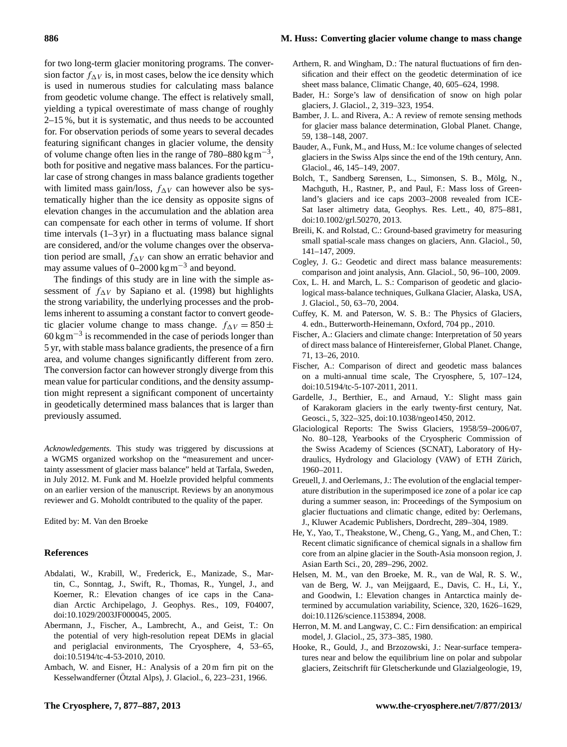for two long-term glacier monitoring programs. The conversion factor $f_{\Delta V}$ is, in most cases, below the ice density which is used in numerous studies for calculating mass balance from geodetic volume change. The effect is relatively small, yielding a typical overestimate of mass change of roughly 2–15 %, but it is systematic, and thus needs to be accounted for. For observation periods of some years to several decades featuring significant changes in glacier volume, the density of volume change often lies in the range of 780–880 $\text{kg m}^{-3}$, both for positive and negative mass balances. For the particular case of strong changes in mass balance gradients together with limited mass gain/loss, $f_{\Delta V}$ can however also be systematically higher than the ice density as opposite signs of elevation changes in the accumulation and the ablation area can compensate for each other in terms of volume. If short time intervals (1–3 yr) in a fluctuating mass balance signal are considered, and/or the volume changes over the observation period are small, $f_{\Delta V}$ can show an erratic behavior and may assume values of 0–2000 $\text{kg m}^{-3}$ and beyond.

The findings of this study are in line with the simple assessment of $f_{\Delta V}$ by Sapiano et al. (1998) but highlights the strong variability, the underlying processes and the problems inherent to assuming a constant factor to convert geodetic glacier volume change to mass change. $f_{\Delta V} = 850 \pm 60\,\text{kg m}^{-3}$ is recommended in the case of periods longer than 5 yr, with stable mass balance gradients, the presence of a firn area, and volume changes significantly different from zero. The conversion factor can however strongly diverge from this mean value for particular conditions, and the density assumption might represent a significant component of uncertainty in geodetically determined mass balances that is larger than previously assumed.

*Acknowledgements.* This study was triggered by discussions at a WGMS organized workshop on the "measurement and uncertainty assessment of glacier mass balance" held at Tarfala, Sweden, in July 2012. M. Funk and M. Hoelzle provided helpful comments on an earlier version of the manuscript. Reviews by an anonymous reviewer and G. Moholdt contributed to the quality of the paper.

Edited by: M. Van den Broeke

## References

Abdalati, W., Krabill, W., Frederick, E., Manizade, S., Martin, C., Sonntag, J., Swift, R., Thomas, R., Yungel, J., and Koerner, R.: Elevation changes of ice caps in the Canadian Arctic Archipelago, J. Geophys. Res., 109, F04007, doi:10.1029/2003JF000045, 2005.

Abermann, J., Fischer, A., Lambrecht, A., and Geist, T.: On the potential of very high-resolution repeat DEMs in glacial and periglacial environments, The Cryosphere, 4, 53–65, doi:10.5194/tc-4-53-2010, 2010.

Ambach, W. and Eisner, H.: Analysis of a 20 m firn pit on the Kesselwandferner (Ötztal Alps), J. Glaciol., 6, 223–231, 1966.

Arthern, R. and Wingham, D.: The natural fluctuations of firn densification and their effect on the geodetic determination of ice sheet mass balance, Climatic Change, 40, 605–624, 1998.

Bader, H.: Sorge's law of densification of snow on high polar glaciers, J. Glaciol., 2, 319–323, 1954.

Bamber, J. L. and Rivera, A.: A review of remote sensing methods for glacier mass balance determination, Global Planet. Change, 59, 138–148, 2007.

Bauder, A., Funk, M., and Huss, M.: Ice volume changes of selected glaciers in the Swiss Alps since the end of the 19th century, Ann. Glaciol., 46, 145–149, 2007.

Bolch, T., Sandberg Sørensen, L., Simonsen, S. B., Mölg, N., Machguth, H., Rastner, P., and Paul, F.: Mass loss of Greenland's glaciers and ice caps 2003–2008 revealed from ICESat laser altimetry data, Geophys. Res. Lett., 40, 875–881, doi:10.1002/grl.50270, 2013.

Breili, K. and Rolstad, C.: Ground-based gravimetry for measuring small spatial-scale mass changes on glaciers, Ann. Glaciol., 50, 141–147, 2009.

Cogley, J. G.: Geodetic and direct mass balance measurements: comparison and joint analysis, Ann. Glaciol., 50, 96–100, 2009.

Cox, L. H. and March, L. S.: Comparison of geodetic and glaciological mass-balance techniques, Gulkana Glacier, Alaska, USA, J. Glaciol., 50, 63–70, 2004.

Cuffey, K. M. and Paterson, W. S. B.: The Physics of Glaciers, 4. edn., Butterworth-Heinemann, Oxford, 704 pp., 2010.

Fischer, A.: Glaciers and climate change: Interpretation of 50 years of direct mass balance of Hintereisferner, Global Planet. Change, 71, 13–26, 2010.

Fischer, A.: Comparison of direct and geodetic mass balances on a multi-annual time scale, The Cryosphere, 5, 107–124, doi:10.5194/tc-5-107-2011, 2011.

Gardelle, J., Berthier, E., and Arnaud, Y.: Slight mass gain of Karakoram glaciers in the early twenty-first century, Nat. Geosci., 5, 322–325, doi:10.1038/ngeo1450, 2012.

Glaciological Reports: The Swiss Glaciers, 1958/59–2006/07, No. 80–128, Yearbooks of the Cryospheric Commission of the Swiss Academy of Sciences (SCNAT), Laboratory of Hydraulics, Hydrology and Glaciology (VAW) of ETH Zürich, 1960–2011.

Greuell, J. and Oerlemans, J.: The evolution of the englacial temperature distribution in the superimposed ice zone of a polar ice cap during a summer season, in: Proceedings of the Symposium on glacier fluctuations and climatic change, edited by: Oerlemans, J., Kluwer Academic Publishers, Dordrecht, 289–304, 1989.

He, Y., Yao, T., Theakstone, W., Cheng, G., Yang, M., and Chen, T.: Recent climatic significance of chemical signals in a shallow firn core from an alpine glacier in the South-Asia monsoon region, J. Asian Earth Sci., 20, 289–296, 2002.

Helsen, M. M., van den Broeke, M. R., van de Wal, R. S. W., van de Berg, W. J., van Meijgaard, E., Davis, C. H., Li, Y., and Goodwin, I.: Elevation changes in Antarctica mainly determined by accumulation variability, Science, 320, 1626–1629, doi:10.1126/science.1153894, 2008.

Herron, M. M. and Langway, C. C.: Firn densification: an empirical model, J. Glaciol., 25, 373–385, 1980.

Hooke, R., Gould, J., and Brzozowski, J.: Near-surface temperatures near and below the equilibrium line on polar and subpolar glaciers, Zeitschrift für Gletscherkunde und Glazialgeologie, 19,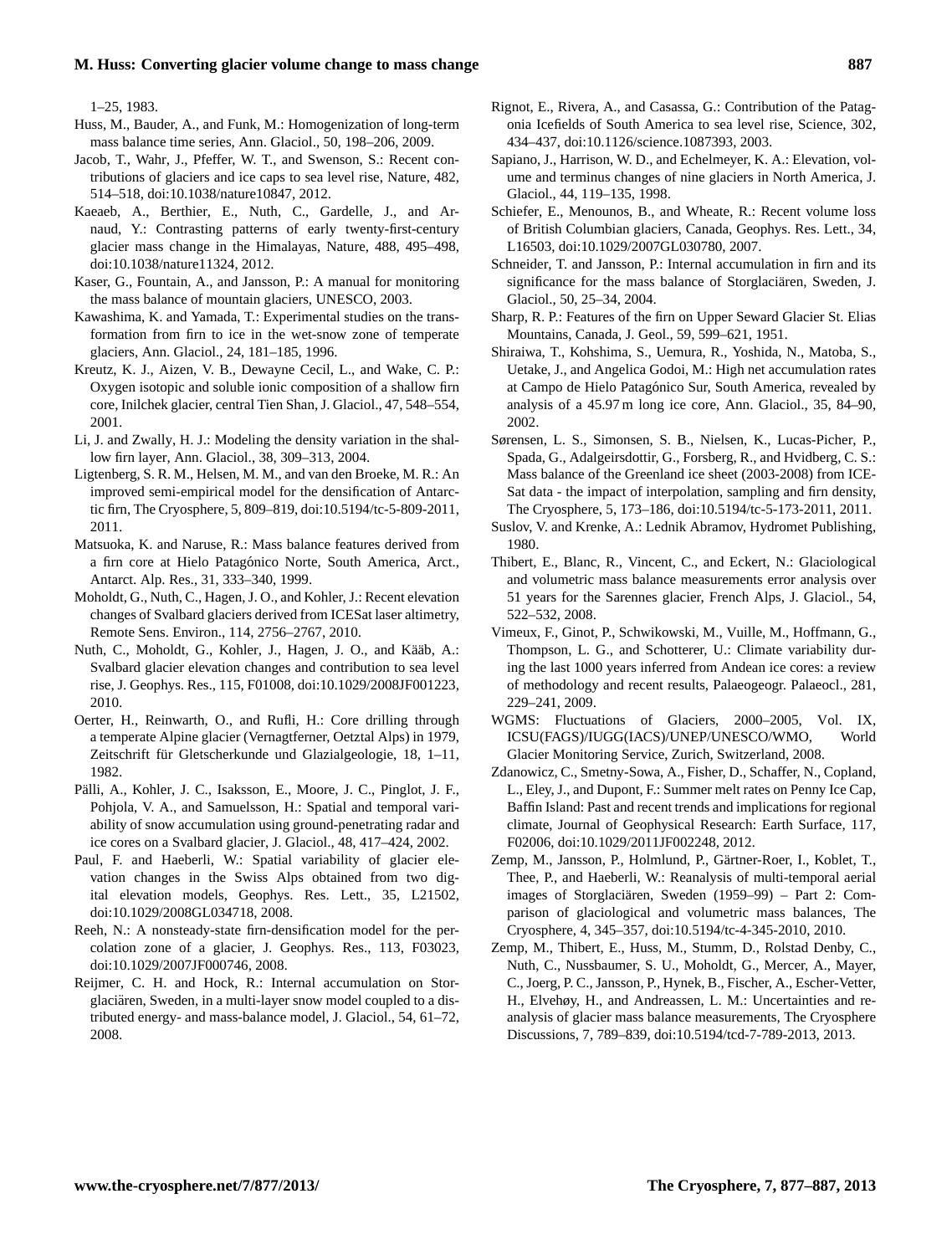1–25, 1983.

Huss, M., Bauder, A., and Funk, M.: Homogenization of long-term mass balance time series, Ann. Glaciol., 50, 198–206, 2009.

Jacob, T., Wahr, J., Pfeffer, W. T., and Swenson, S.: Recent contributions of glaciers and ice caps to sea level rise, Nature, 482, 514–518, doi:10.1038/nature10847, 2012.

Kaeaeb, A., Berthier, E., Nuth, C., Gardelle, J., and Arnaud, Y.: Contrasting patterns of early twenty-first-century glacier mass change in the Himalayas, Nature, 488, 495–498, doi:10.1038/nature11324, 2012.

Kaser, G., Fountain, A., and Jansson, P.: A manual for monitoring the mass balance of mountain glaciers, UNESCO, 2003.

Kawashima, K. and Yamada, T.: Experimental studies on the transformation from firn to ice in the wet-snow zone of temperate glaciers, Ann. Glaciol., 24, 181–185, 1996.

Kreutz, K. J., Aizen, V. B., Dewayne Cecil, L., and Wake, C. P.: Oxygen isotopic and soluble ionic composition of a shallow firn core, Inilchek glacier, central Tien Shan, J. Glaciol., 47, 548–554, 2001.

Li, J. and Zwally, H. J.: Modeling the density variation in the shallow firn layer, Ann. Glaciol., 38, 309–313, 2004.

Ligtenberg, S. R. M., Helsen, M. M., and van den Broeke, M. R.: An improved semi-empirical model for the densification of Antarctic firn, The Cryosphere, 5, 809–819, doi:10.5194/tc-5-809-2011, 2011.

Matsuoka, K. and Naruse, R.: Mass balance features derived from a firn core at Hielo Patagónico Norte, South America, Arct., Antarct. Alp. Res., 31, 333–340, 1999.

Moholdt, G., Nuth, C., Hagen, J. O., and Kohler, J.: Recent elevation changes of Svalbard glaciers derived from ICESat laser altimetry, Remote Sens. Environ., 114, 2756–2767, 2010.

Nuth, C., Moholdt, G., Kohler, J., Hagen, J. O., and Kääb, A.: Svalbard glacier elevation changes and contribution to sea level rise, J. Geophys. Res., 115, F01008, doi:10.1029/2008JF001223, 2010.

Oerter, H., Reinwarth, O., and Rufli, H.: Core drilling through a temperate Alpine glacier (Vernagtferner, Oetztal Alps) in 1979, Zeitschrift für Gletscherkunde und Glazialgeologie, 18, 1–11, 1982.

Pälli, A., Kohler, J. C., Isaksson, E., Moore, J. C., Pinglot, J. F., Pohjola, V. A., and Samuelsson, H.: Spatial and temporal variability of snow accumulation using ground-penetrating radar and ice cores on a Svalbard glacier, J. Glaciol., 48, 417–424, 2002.

Paul, F. and Haeberli, W.: Spatial variability of glacier elevation changes in the Swiss Alps obtained from two digital elevation models, Geophys. Res. Lett., 35, L21502, doi:10.1029/2008GL034718, 2008.

Reeh, N.: A nonsteady-state firn-densification model for the percolation zone of a glacier, J. Geophys. Res., 113, F03023, doi:10.1029/2007JF000746, 2008.

Reijmer, C. H. and Hock, R.: Internal accumulation on Storglaciären, Sweden, in a multi-layer snow model coupled to a distributed energy- and mass-balance model, J. Glaciol., 54, 61–72, 2008.

Rignot, E., Rivera, A., and Casassa, G.: Contribution of the Patagonia Icefields of South America to sea level rise, Science, 302, 434–437, doi:10.1126/science.1087393, 2003.

Sapiano, J., Harrison, W. D., and Echelmeyer, K. A.: Elevation, volume and terminus changes of nine glaciers in North America, J. Glaciol., 44, 119–135, 1998.

Schiefer, E., Menounos, B., and Wheate, R.: Recent volume loss of British Columbian glaciers, Canada, Geophys. Res. Lett., 34, L16503, doi:10.1029/2007GL030780, 2007.

Schneider, T. and Jansson, P.: Internal accumulation in firn and its significance for the mass balance of Storglaciären, Sweden, J. Glaciol., 50, 25–34, 2004.

Sharp, R. P.: Features of the firn on Upper Seward Glacier St. Elias Mountains, Canada, J. Geol., 59, 599–621, 1951.

Shiraiwa, T., Kohshima, S., Uemura, R., Yoshida, N., Matoba, S., Uetake, J., and Angelica Godoi, M.: High net accumulation rates at Campo de Hielo Patagónico Sur, South America, revealed by analysis of a 45.97 m long ice core, Ann. Glaciol., 35, 84–90, 2002.

Sørensen, L. S., Simonsen, S. B., Nielsen, K., Lucas-Picher, P., Spada, G., Adalgeirsdottir, G., Forsberg, R., and Hvidberg, C. S.: Mass balance of the Greenland ice sheet (2003-2008) from ICESat data - the impact of interpolation, sampling and firn density, The Cryosphere, 5, 173–186, doi:10.5194/tc-5-173-2011, 2011.

Suslov, V. and Krenke, A.: Lednik Abramov, Hydromet Publishing, 1980.

Thibert, E., Blanc, R., Vincent, C., and Eckert, N.: Glaciological and volumetric mass balance measurements error analysis over 51 years for the Sarennes glacier, French Alps, J. Glaciol., 54, 522–532, 2008.

Vimeux, F., Ginot, P., Schwikowski, M., Vuille, M., Hoffmann, G., Thompson, L. G., and Schotterer, U.: Climate variability during the last 1000 years inferred from Andean ice cores: a review of methodology and recent results, Palaeogeogr. Palaeocl., 281, 229–241, 2009.

WGMS: Fluctuations of Glaciers, 2000–2005, Vol. IX, ICSU(FAGS)/IUGG(IACS)/UNEP/UNESCO/WMO, World Glacier Monitoring Service, Zurich, Switzerland, 2008.

Zdanowicz, C., Smetny-Sowa, A., Fisher, D., Schaffer, N., Copland, L., Eley, J., and Dupont, F.: Summer melt rates on Penny Ice Cap, Baffin Island: Past and recent trends and implications for regional climate, Journal of Geophysical Research: Earth Surface, 117, F02006, doi:10.1029/2011JF002248, 2012.

Zemp, M., Jansson, P., Holmlund, P., Gärtner-Roer, I., Koblet, T., Thee, P., and Haeberli, W.: Reanalysis of multi-temporal aerial images of Storglaciären, Sweden (1959–99) – Part 2: Comparison of glaciological and volumetric mass balances, The Cryosphere, 4, 345–357, doi:10.5194/tc-4-345-2010, 2010.

Zemp, M., Thibert, E., Huss, M., Stumm, D., Rolstad Denby, C., Nuth, C., Nussbaumer, S. U., Moholdt, G., Mercer, A., Mayer, C., Joerg, P. C., Jansson, P., Hynek, B., Fischer, A., Escher-Vetter, H., Elvehøy, H., and Andreassen, L. M.: Uncertainties and reanalysis of glacier mass balance measurements, The Cryosphere Discussions, 7, 789–839, doi:10.5194/tcd-7-789-2013, 2013.